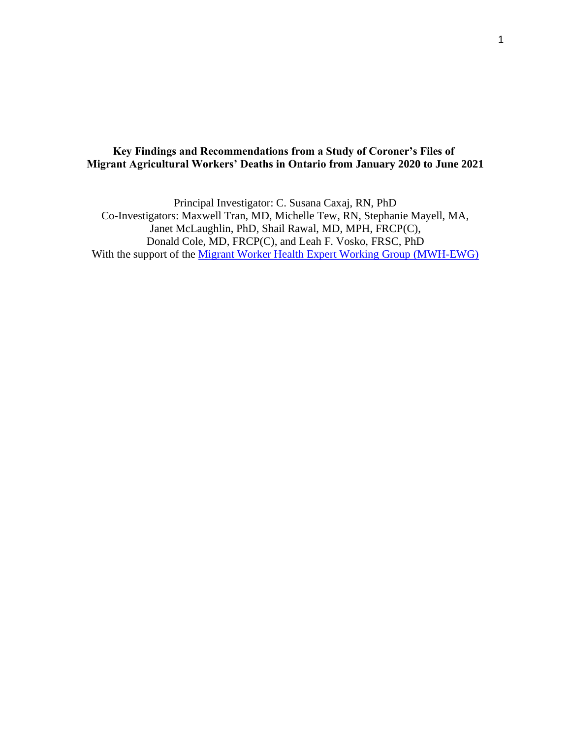# Key Findings and Recommendations from a Study of Coroner's Files of Migrant Agricultural Workers' Deaths in Ontario from January 2020 to June 2021

Principal Investigator: C. Susana Caxaj, RN, PhD

Co-Investigators: Maxwell Tran, MD, Michelle Tew, RN, Stephanie Mayell, MA, Janet McLaughlin, PhD, Shail Rawal, MD, MPH, FRCP(C), Donald Cole, MD, FRCP(C), and Leah F. Vosko, FRSC, PhD

With the support of the [Migrant Worker Health Expert Working Group (MWH-EWG)]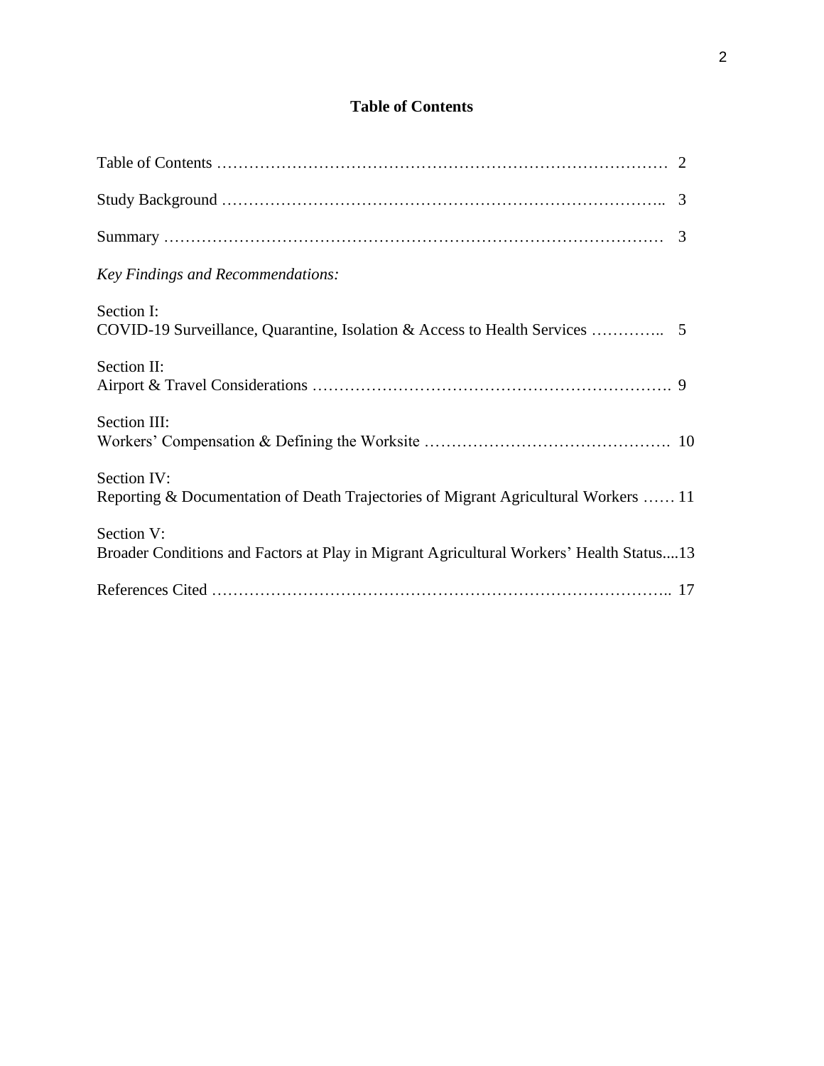## Table of Contents

Table of Contents …………………………………………………………………… 2

Study Background ………………………………………………………………….. 3

Summary …………………………………………………………………………… 3

*Key Findings and Recommendations:*

Section I:
COVID-19 Surveillance, Quarantine, Isolation & Access to Health Services ………….. 5

Section II:
Airport & Travel Considerations ………………………………………………………. 9

Section III:
Workers' Compensation & Defining the Worksite ………………………………………. 10

Section IV:
Reporting & Documentation of Death Trajectories of Migrant Agricultural Workers …… 11

Section V:
Broader Conditions and Factors at Play in Migrant Agricultural Workers' Health Status....13

References Cited ……………………………………………………………………….. 17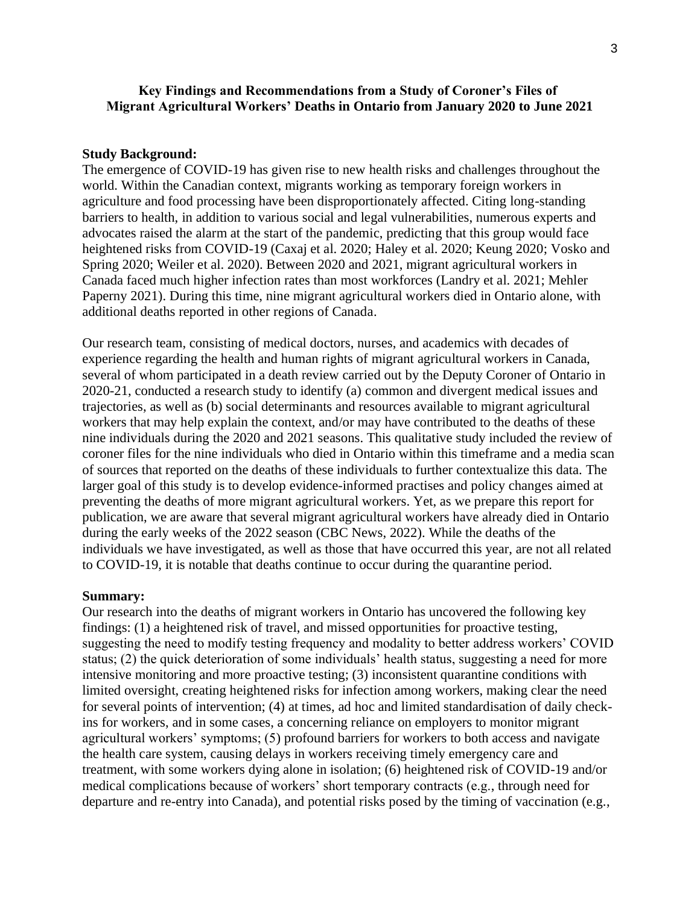## Key Findings and Recommendations from a Study of Coroner's Files of Migrant Agricultural Workers' Deaths in Ontario from January 2020 to June 2021

**Study Background:**

The emergence of COVID-19 has given rise to new health risks and challenges throughout the world. Within the Canadian context, migrants working as temporary foreign workers in agriculture and food processing have been disproportionately affected. Citing long-standing barriers to health, in addition to various social and legal vulnerabilities, numerous experts and advocates raised the alarm at the start of the pandemic, predicting that this group would face heightened risks from COVID-19 (Caxaj et al. 2020; Haley et al. 2020; Keung 2020; Vosko and Spring 2020; Weiler et al. 2020). Between 2020 and 2021, migrant agricultural workers in Canada faced much higher infection rates than most workforces (Landry et al. 2021; Mehler Paperny 2021). During this time, nine migrant agricultural workers died in Ontario alone, with additional deaths reported in other regions of Canada.

Our research team, consisting of medical doctors, nurses, and academics with decades of experience regarding the health and human rights of migrant agricultural workers in Canada, several of whom participated in a death review carried out by the Deputy Coroner of Ontario in 2020-21, conducted a research study to identify (a) common and divergent medical issues and trajectories, as well as (b) social determinants and resources available to migrant agricultural workers that may help explain the context, and/or may have contributed to the deaths of these nine individuals during the 2020 and 2021 seasons. This qualitative study included the review of coroner files for the nine individuals who died in Ontario within this timeframe and a media scan of sources that reported on the deaths of these individuals to further contextualize this data. The larger goal of this study is to develop evidence-informed practises and policy changes aimed at preventing the deaths of more migrant agricultural workers. Yet, as we prepare this report for publication, we are aware that several migrant agricultural workers have already died in Ontario during the early weeks of the 2022 season (CBC News, 2022). While the deaths of the individuals we have investigated, as well as those that have occurred this year, are not all related to COVID-19, it is notable that deaths continue to occur during the quarantine period.

**Summary:**

Our research into the deaths of migrant workers in Ontario has uncovered the following key findings: (1) a heightened risk of travel, and missed opportunities for proactive testing, suggesting the need to modify testing frequency and modality to better address workers' COVID status; (2) the quick deterioration of some individuals' health status, suggesting a need for more intensive monitoring and more proactive testing; (3) inconsistent quarantine conditions with limited oversight, creating heightened risks for infection among workers, making clear the need for several points of intervention; (4) at times, ad hoc and limited standardisation of daily check-ins for workers, and in some cases, a concerning reliance on employers to monitor migrant agricultural workers' symptoms; (5) profound barriers for workers to both access and navigate the health care system, causing delays in workers receiving timely emergency care and treatment, with some workers dying alone in isolation; (6) heightened risk of COVID-19 and/or medical complications because of workers' short temporary contracts (e.g., through need for departure and re-entry into Canada), and potential risks posed by the timing of vaccination (e.g.,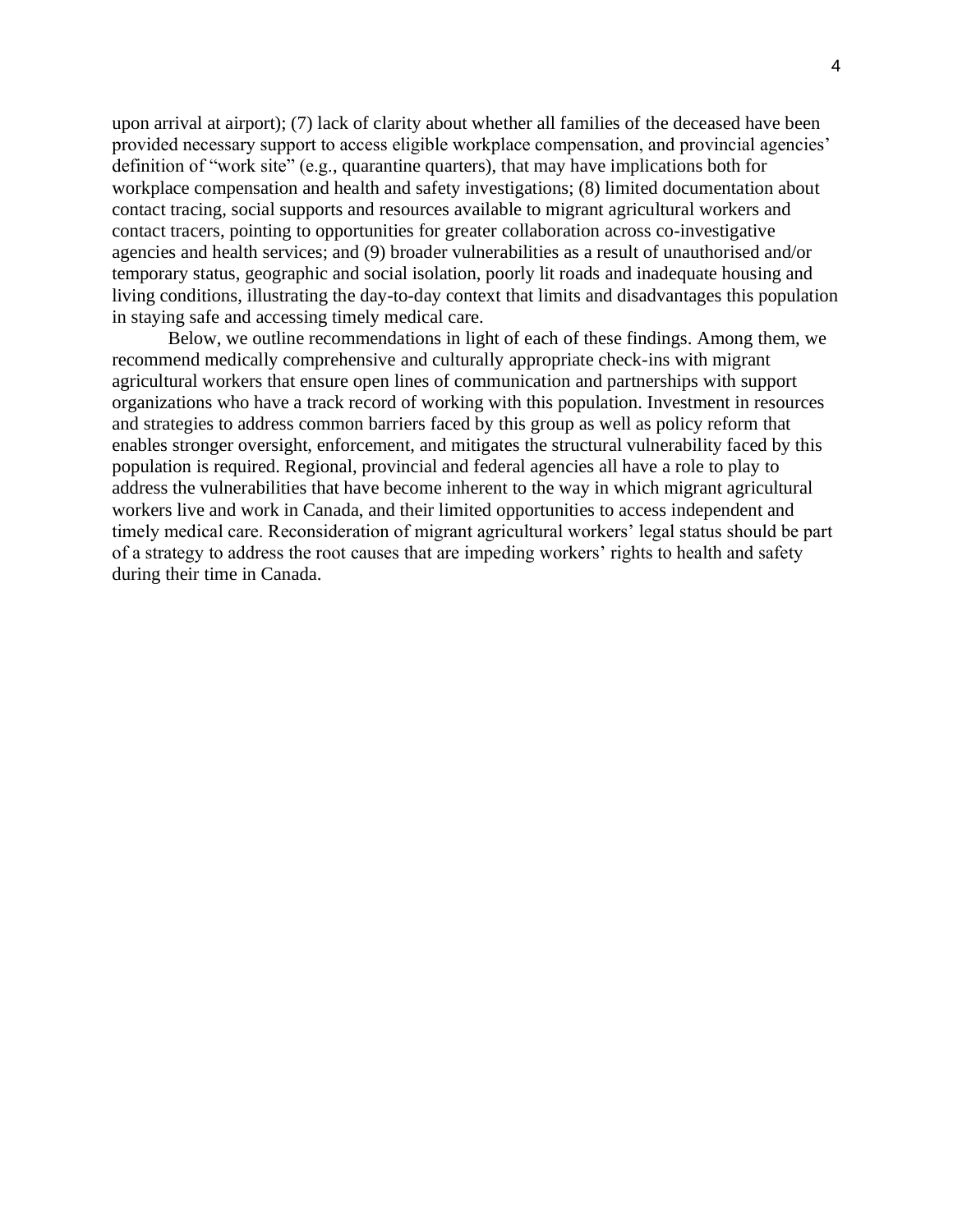upon arrival at airport); (7) lack of clarity about whether all families of the deceased have been provided necessary support to access eligible workplace compensation, and provincial agencies' definition of "work site" (e.g., quarantine quarters), that may have implications both for workplace compensation and health and safety investigations; (8) limited documentation about contact tracing, social supports and resources available to migrant agricultural workers and contact tracers, pointing to opportunities for greater collaboration across co-investigative agencies and health services; and (9) broader vulnerabilities as a result of unauthorised and/or temporary status, geographic and social isolation, poorly lit roads and inadequate housing and living conditions, illustrating the day-to-day context that limits and disadvantages this population in staying safe and accessing timely medical care.

Below, we outline recommendations in light of each of these findings. Among them, we recommend medically comprehensive and culturally appropriate check-ins with migrant agricultural workers that ensure open lines of communication and partnerships with support organizations who have a track record of working with this population. Investment in resources and strategies to address common barriers faced by this group as well as policy reform that enables stronger oversight, enforcement, and mitigates the structural vulnerability faced by this population is required. Regional, provincial and federal agencies all have a role to play to address the vulnerabilities that have become inherent to the way in which migrant agricultural workers live and work in Canada, and their limited opportunities to access independent and timely medical care. Reconsideration of migrant agricultural workers' legal status should be part of a strategy to address the root causes that are impeding workers' rights to health and safety during their time in Canada.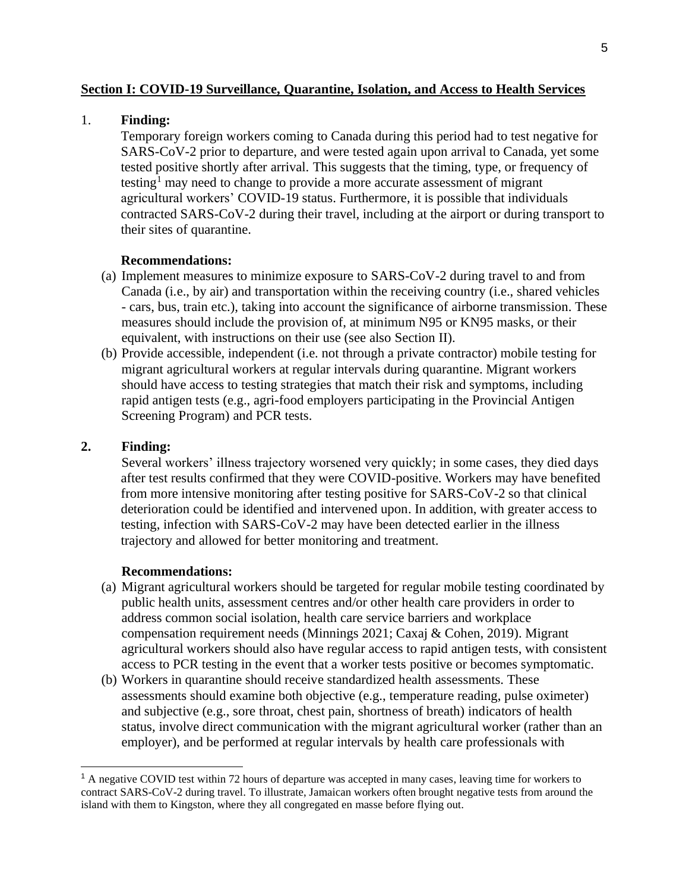**Section I: COVID-19 Surveillance, Quarantine, Isolation, and Access to Health Services**

1. **Finding:**

   Temporary foreign workers coming to Canada during this period had to test negative for SARS-CoV-2 prior to departure, and were tested again upon arrival to Canada, yet some tested positive shortly after arrival. This suggests that the timing, type, or frequency of testing[1] may need to change to provide a more accurate assessment of migrant agricultural workers' COVID-19 status. Furthermore, it is possible that individuals contracted SARS-CoV-2 during their travel, including at the airport or during transport to their sites of quarantine.

   **Recommendations:**

   (a) Implement measures to minimize exposure to SARS-CoV-2 during travel to and from Canada (i.e., by air) and transportation within the receiving country (i.e., shared vehicles - cars, bus, train etc.), taking into account the significance of airborne transmission. These measures should include the provision of, at minimum N95 or KN95 masks, or their equivalent, with instructions on their use (see also Section II).

   (b) Provide accessible, independent (i.e. not through a private contractor) mobile testing for migrant agricultural workers at regular intervals during quarantine. Migrant workers should have access to testing strategies that match their risk and symptoms, including rapid antigen tests (e.g., agri-food employers participating in the Provincial Antigen Screening Program) and PCR tests.

2. **Finding:**

   Several workers' illness trajectory worsened very quickly; in some cases, they died days after test results confirmed that they were COVID-positive. Workers may have benefited from more intensive monitoring after testing positive for SARS-CoV-2 so that clinical deterioration could be identified and intervened upon. In addition, with greater access to testing, infection with SARS-CoV-2 may have been detected earlier in the illness trajectory and allowed for better monitoring and treatment.

   **Recommendations:**

   (a) Migrant agricultural workers should be targeted for regular mobile testing coordinated by public health units, assessment centres and/or other health care providers in order to address common social isolation, health care service barriers and workplace compensation requirement needs (Minnings 2021; Caxaj & Cohen, 2019). Migrant agricultural workers should also have regular access to rapid antigen tests, with consistent access to PCR testing in the event that a worker tests positive or becomes symptomatic.

   (b) Workers in quarantine should receive standardized health assessments. These assessments should examine both objective (e.g., temperature reading, pulse oximeter) and subjective (e.g., sore throat, chest pain, shortness of breath) indicators of health status, involve direct communication with the migrant agricultural worker (rather than an employer), and be performed at regular intervals by health care professionals with

---

[1] A negative COVID test within 72 hours of departure was accepted in many cases, leaving time for workers to contract SARS-CoV-2 during travel. To illustrate, Jamaican workers often brought negative tests from around the island with them to Kingston, where they all congregated en masse before flying out.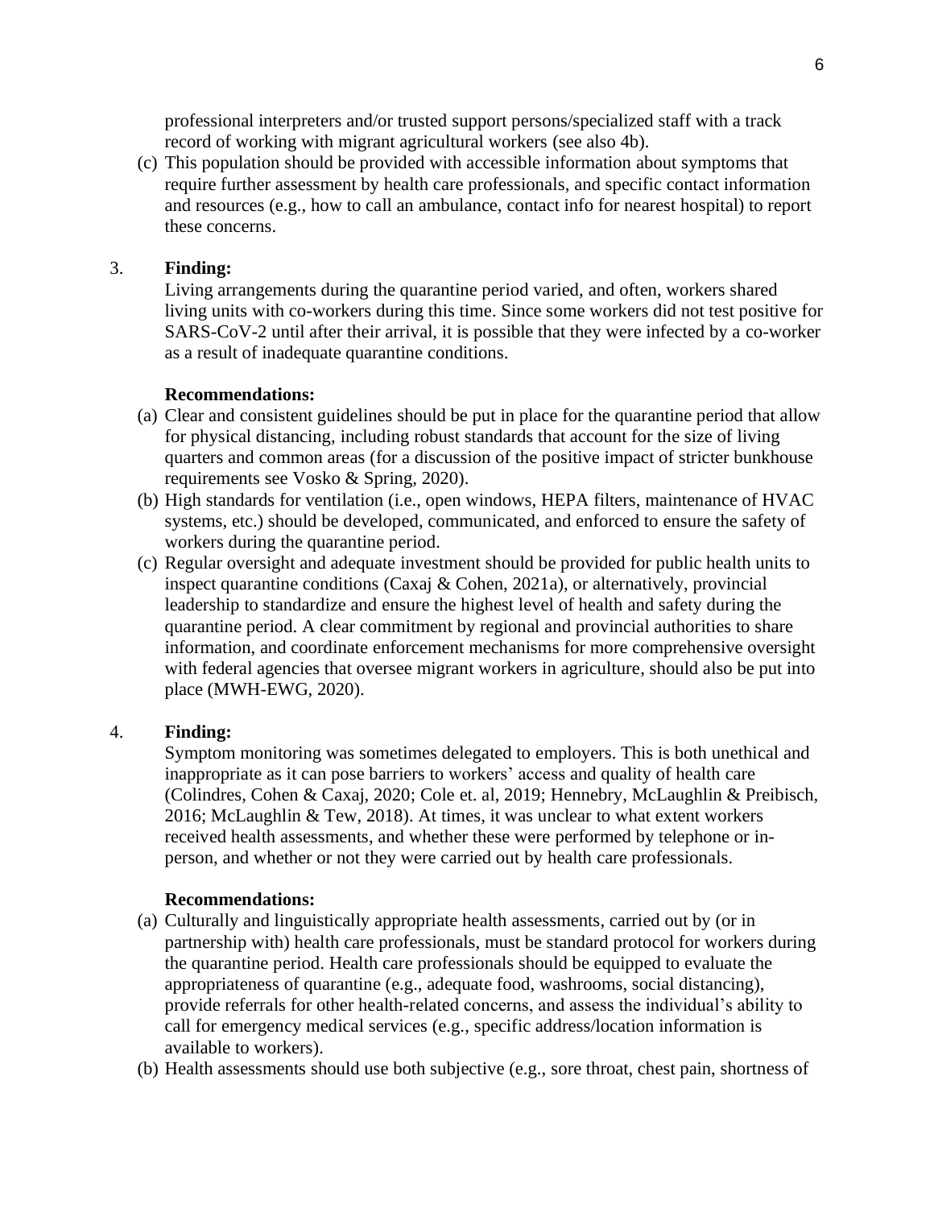professional interpreters and/or trusted support persons/specialized staff with a track record of working with migrant agricultural workers (see also 4b).

(c) This population should be provided with accessible information about symptoms that require further assessment by health care professionals, and specific contact information and resources (e.g., how to call an ambulance, contact info for nearest hospital) to report these concerns.

3. **Finding:**

Living arrangements during the quarantine period varied, and often, workers shared living units with co-workers during this time. Since some workers did not test positive for SARS-CoV-2 until after their arrival, it is possible that they were infected by a co-worker as a result of inadequate quarantine conditions.

**Recommendations:**

(a) Clear and consistent guidelines should be put in place for the quarantine period that allow for physical distancing, including robust standards that account for the size of living quarters and common areas (for a discussion of the positive impact of stricter bunkhouse requirements see Vosko & Spring, 2020).

(b) High standards for ventilation (i.e., open windows, HEPA filters, maintenance of HVAC systems, etc.) should be developed, communicated, and enforced to ensure the safety of workers during the quarantine period.

(c) Regular oversight and adequate investment should be provided for public health units to inspect quarantine conditions (Caxaj & Cohen, 2021a), or alternatively, provincial leadership to standardize and ensure the highest level of health and safety during the quarantine period. A clear commitment by regional and provincial authorities to share information, and coordinate enforcement mechanisms for more comprehensive oversight with federal agencies that oversee migrant workers in agriculture, should also be put into place (MWH-EWG, 2020).

4. **Finding:**

Symptom monitoring was sometimes delegated to employers. This is both unethical and inappropriate as it can pose barriers to workers' access and quality of health care (Colindres, Cohen & Caxaj, 2020; Cole et. al, 2019; Hennebry, McLaughlin & Preibisch, 2016; McLaughlin & Tew, 2018). At times, it was unclear to what extent workers received health assessments, and whether these were performed by telephone or in-person, and whether or not they were carried out by health care professionals.

**Recommendations:**

(a) Culturally and linguistically appropriate health assessments, carried out by (or in partnership with) health care professionals, must be standard protocol for workers during the quarantine period. Health care professionals should be equipped to evaluate the appropriateness of quarantine (e.g., adequate food, washrooms, social distancing), provide referrals for other health-related concerns, and assess the individual's ability to call for emergency medical services (e.g., specific address/location information is available to workers).

(b) Health assessments should use both subjective (e.g., sore throat, chest pain, shortness of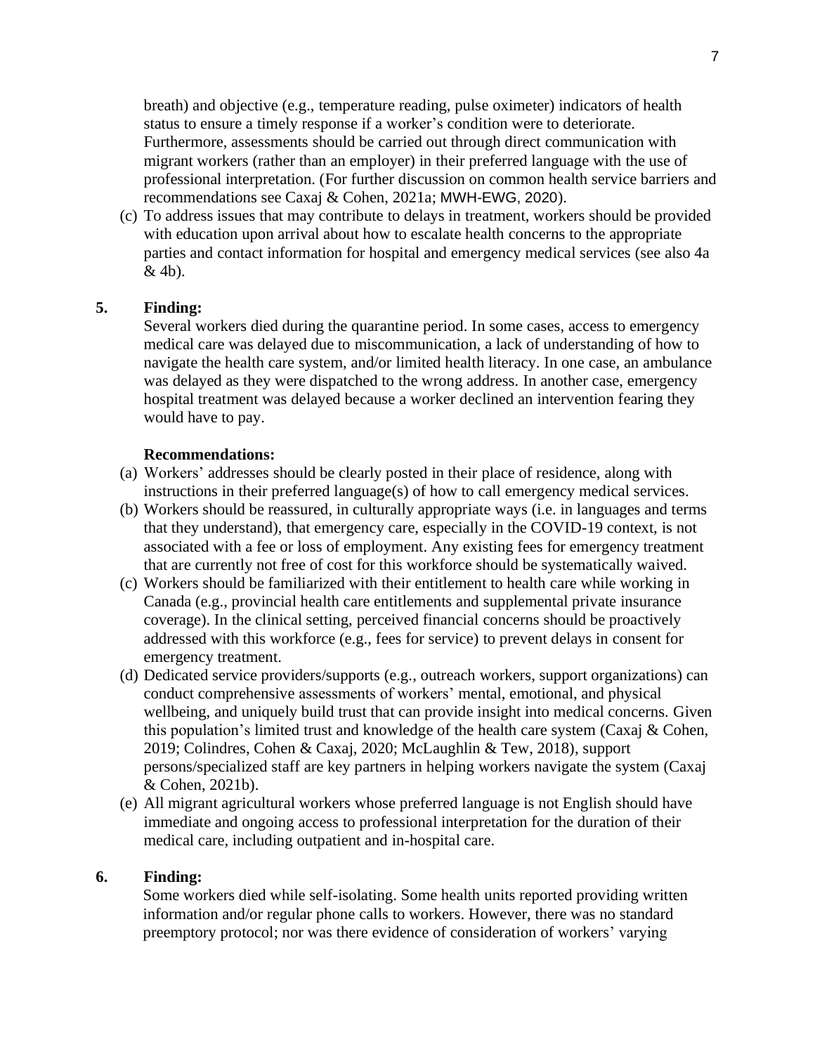breath) and objective (e.g., temperature reading, pulse oximeter) indicators of health status to ensure a timely response if a worker's condition were to deteriorate. Furthermore, assessments should be carried out through direct communication with migrant workers (rather than an employer) in their preferred language with the use of professional interpretation. (For further discussion on common health service barriers and recommendations see Caxaj & Cohen, 2021a; MWH-EWG, 2020).

(c) To address issues that may contribute to delays in treatment, workers should be provided with education upon arrival about how to escalate health concerns to the appropriate parties and contact information for hospital and emergency medical services (see also 4a & 4b).

**5. Finding:**

Several workers died during the quarantine period. In some cases, access to emergency medical care was delayed due to miscommunication, a lack of understanding of how to navigate the health care system, and/or limited health literacy. In one case, an ambulance was delayed as they were dispatched to the wrong address. In another case, emergency hospital treatment was delayed because a worker declined an intervention fearing they would have to pay.

**Recommendations:**

(a) Workers' addresses should be clearly posted in their place of residence, along with instructions in their preferred language(s) of how to call emergency medical services.

(b) Workers should be reassured, in culturally appropriate ways (i.e. in languages and terms that they understand), that emergency care, especially in the COVID-19 context, is not associated with a fee or loss of employment. Any existing fees for emergency treatment that are currently not free of cost for this workforce should be systematically waived.

(c) Workers should be familiarized with their entitlement to health care while working in Canada (e.g., provincial health care entitlements and supplemental private insurance coverage). In the clinical setting, perceived financial concerns should be proactively addressed with this workforce (e.g., fees for service) to prevent delays in consent for emergency treatment.

(d) Dedicated service providers/supports (e.g., outreach workers, support organizations) can conduct comprehensive assessments of workers' mental, emotional, and physical wellbeing, and uniquely build trust that can provide insight into medical concerns. Given this population's limited trust and knowledge of the health care system (Caxaj & Cohen, 2019; Colindres, Cohen & Caxaj, 2020; McLaughlin & Tew, 2018), support persons/specialized staff are key partners in helping workers navigate the system (Caxaj & Cohen, 2021b).

(e) All migrant agricultural workers whose preferred language is not English should have immediate and ongoing access to professional interpretation for the duration of their medical care, including outpatient and in-hospital care.

**6. Finding:**

Some workers died while self-isolating. Some health units reported providing written information and/or regular phone calls to workers. However, there was no standard preemptory protocol; nor was there evidence of consideration of workers' varying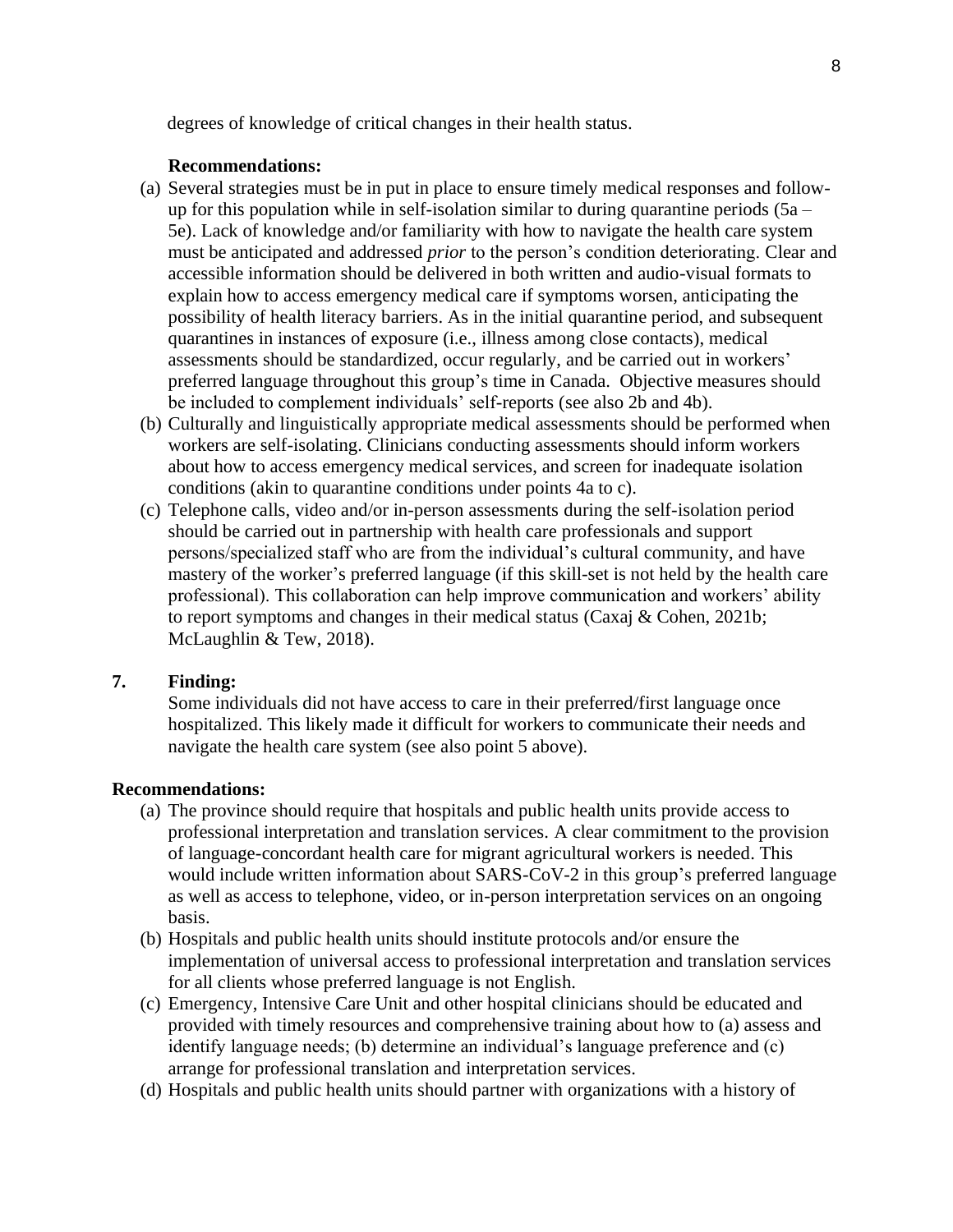degrees of knowledge of critical changes in their health status.

**Recommendations:**

(a) Several strategies must be in put in place to ensure timely medical responses and follow-up for this population while in self-isolation similar to during quarantine periods (5a – 5e). Lack of knowledge and/or familiarity with how to navigate the health care system must be anticipated and addressed *prior* to the person's condition deteriorating. Clear and accessible information should be delivered in both written and audio-visual formats to explain how to access emergency medical care if symptoms worsen, anticipating the possibility of health literacy barriers. As in the initial quarantine period, and subsequent quarantines in instances of exposure (i.e., illness among close contacts), medical assessments should be standardized, occur regularly, and be carried out in workers' preferred language throughout this group's time in Canada. Objective measures should be included to complement individuals' self-reports (see also 2b and 4b).

(b) Culturally and linguistically appropriate medical assessments should be performed when workers are self-isolating. Clinicians conducting assessments should inform workers about how to access emergency medical services, and screen for inadequate isolation conditions (akin to quarantine conditions under points 4a to c).

(c) Telephone calls, video and/or in-person assessments during the self-isolation period should be carried out in partnership with health care professionals and support persons/specialized staff who are from the individual's cultural community, and have mastery of the worker's preferred language (if this skill-set is not held by the health care professional). This collaboration can help improve communication and workers' ability to report symptoms and changes in their medical status (Caxaj & Cohen, 2021b; McLaughlin & Tew, 2018).

**7. Finding:**

Some individuals did not have access to care in their preferred/first language once hospitalized. This likely made it difficult for workers to communicate their needs and navigate the health care system (see also point 5 above).

**Recommendations:**

(a) The province should require that hospitals and public health units provide access to professional interpretation and translation services. A clear commitment to the provision of language-concordant health care for migrant agricultural workers is needed. This would include written information about SARS-CoV-2 in this group's preferred language as well as access to telephone, video, or in-person interpretation services on an ongoing basis.

(b) Hospitals and public health units should institute protocols and/or ensure the implementation of universal access to professional interpretation and translation services for all clients whose preferred language is not English.

(c) Emergency, Intensive Care Unit and other hospital clinicians should be educated and provided with timely resources and comprehensive training about how to (a) assess and identify language needs; (b) determine an individual's language preference and (c) arrange for professional translation and interpretation services.

(d) Hospitals and public health units should partner with organizations with a history of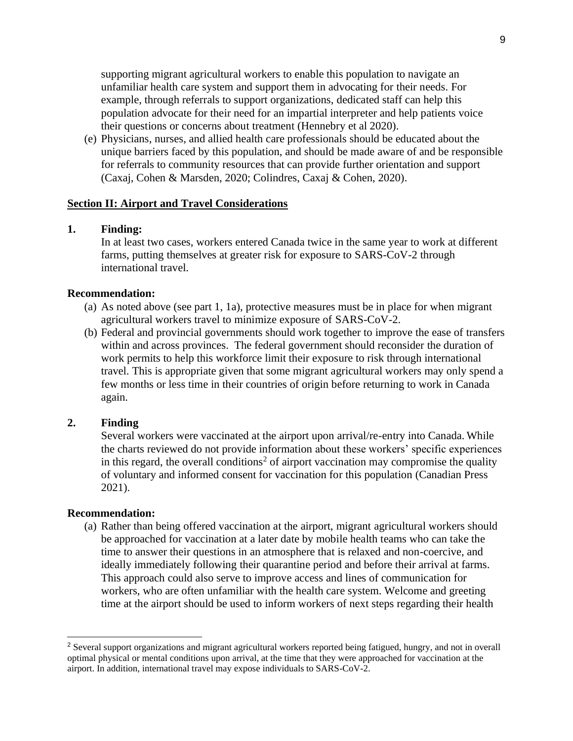supporting migrant agricultural workers to enable this population to navigate an unfamiliar health care system and support them in advocating for their needs. For example, through referrals to support organizations, dedicated staff can help this population advocate for their need for an impartial interpreter and help patients voice their questions or concerns about treatment (Hennebry et al 2020).

(e) Physicians, nurses, and allied health care professionals should be educated about the unique barriers faced by this population, and should be made aware of and be responsible for referrals to community resources that can provide further orientation and support (Caxaj, Cohen & Marsden, 2020; Colindres, Caxaj & Cohen, 2020).

## Section II: Airport and Travel Considerations

**1. Finding:**

In at least two cases, workers entered Canada twice in the same year to work at different farms, putting themselves at greater risk for exposure to SARS-CoV-2 through international travel.

**Recommendation:**

(a) As noted above (see part 1, 1a), protective measures must be in place for when migrant agricultural workers travel to minimize exposure of SARS-CoV-2.

(b) Federal and provincial governments should work together to improve the ease of transfers within and across provinces. The federal government should reconsider the duration of work permits to help this workforce limit their exposure to risk through international travel. This is appropriate given that some migrant agricultural workers may only spend a few months or less time in their countries of origin before returning to work in Canada again.

**2. Finding**

Several workers were vaccinated at the airport upon arrival/re-entry into Canada. While the charts reviewed do not provide information about these workers' specific experiences in this regard, the overall conditions[2] of airport vaccination may compromise the quality of voluntary and informed consent for vaccination for this population (Canadian Press 2021).

**Recommendation:**

(a) Rather than being offered vaccination at the airport, migrant agricultural workers should be approached for vaccination at a later date by mobile health teams who can take the time to answer their questions in an atmosphere that is relaxed and non-coercive, and ideally immediately following their quarantine period and before their arrival at farms. This approach could also serve to improve access and lines of communication for workers, who are often unfamiliar with the health care system. Welcome and greeting time at the airport should be used to inform workers of next steps regarding their health

---

[2] Several support organizations and migrant agricultural workers reported being fatigued, hungry, and not in overall optimal physical or mental conditions upon arrival, at the time that they were approached for vaccination at the airport. In addition, international travel may expose individuals to SARS-CoV-2.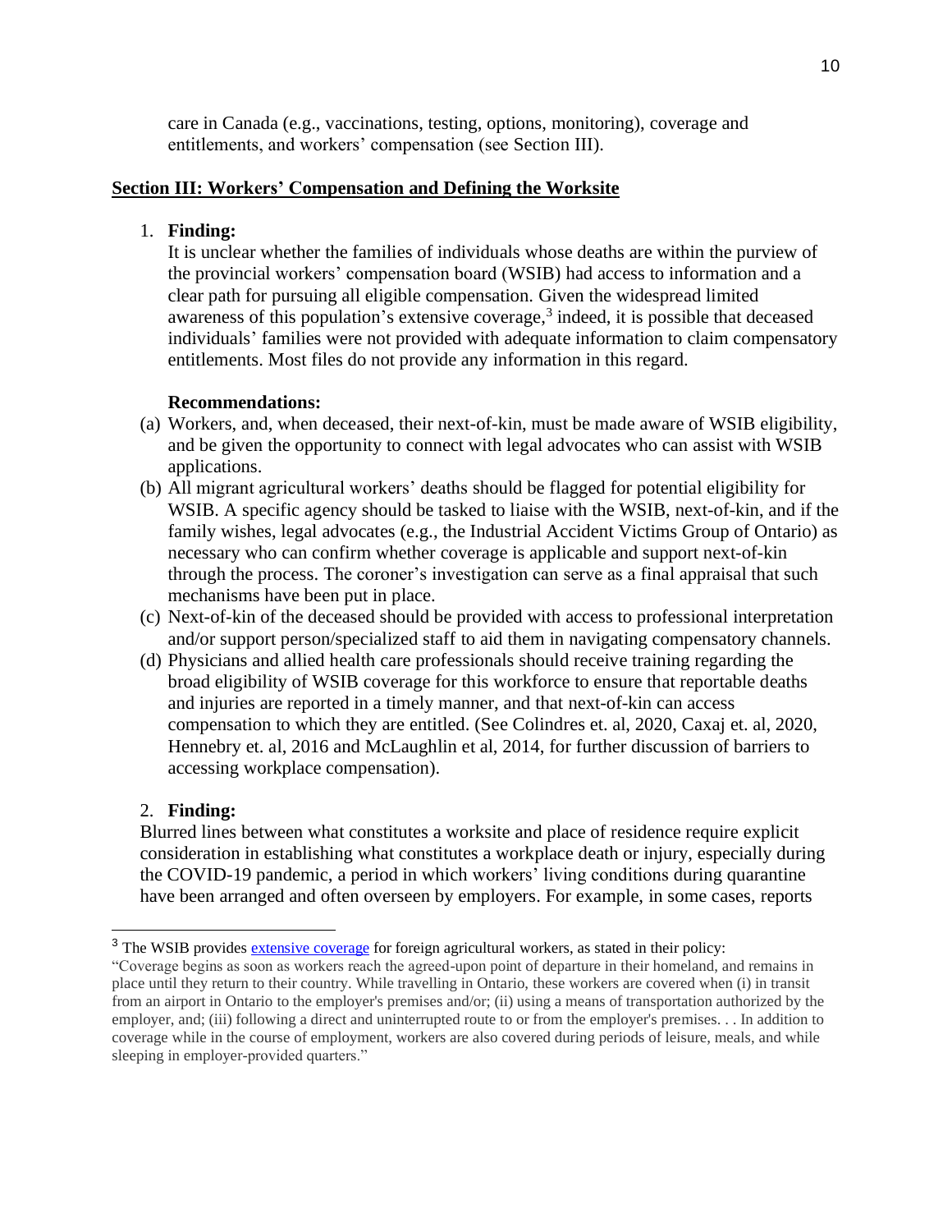care in Canada (e.g., vaccinations, testing, options, monitoring), coverage and entitlements, and workers' compensation (see Section III).

## Section III: Workers' Compensation and Defining the Worksite

1. **Finding:**
It is unclear whether the families of individuals whose deaths are within the purview of the provincial workers' compensation board (WSIB) had access to information and a clear path for pursuing all eligible compensation. Given the widespread limited awareness of this population's extensive coverage,[3] indeed, it is possible that deceased individuals' families were not provided with adequate information to claim compensatory entitlements. Most files do not provide any information in this regard.

**Recommendations:**

(a) Workers, and, when deceased, their next-of-kin, must be made aware of WSIB eligibility, and be given the opportunity to connect with legal advocates who can assist with WSIB applications.

(b) All migrant agricultural workers' deaths should be flagged for potential eligibility for WSIB. A specific agency should be tasked to liaise with the WSIB, next-of-kin, and if the family wishes, legal advocates (e.g., the Industrial Accident Victims Group of Ontario) as necessary who can confirm whether coverage is applicable and support next-of-kin through the process. The coroner's investigation can serve as a final appraisal that such mechanisms have been put in place.

(c) Next-of-kin of the deceased should be provided with access to professional interpretation and/or support person/specialized staff to aid them in navigating compensatory channels.

(d) Physicians and allied health care professionals should receive training regarding the broad eligibility of WSIB coverage for this workforce to ensure that reportable deaths and injuries are reported in a timely manner, and that next-of-kin can access compensation to which they are entitled. (See Colindres et. al, 2020, Caxaj et. al, 2020, Hennebry et. al, 2016 and McLaughlin et al, 2014, for further discussion of barriers to accessing workplace compensation).

2. **Finding:**
Blurred lines between what constitutes a worksite and place of residence require explicit consideration in establishing what constitutes a workplace death or injury, especially during the COVID-19 pandemic, a period in which workers' living conditions during quarantine have been arranged and often overseen by employers. For example, in some cases, reports

---

[3] The WSIB provides extensive coverage for foreign agricultural workers, as stated in their policy:
"Coverage begins as soon as workers reach the agreed-upon point of departure in their homeland, and remains in place until they return to their country. While travelling in Ontario, these workers are covered when (i) in transit from an airport in Ontario to the employer's premises and/or; (ii) using a means of transportation authorized by the employer, and; (iii) following a direct and uninterrupted route to or from the employer's premises. . . In addition to coverage while in the course of employment, workers are also covered during periods of leisure, meals, and while sleeping in employer-provided quarters."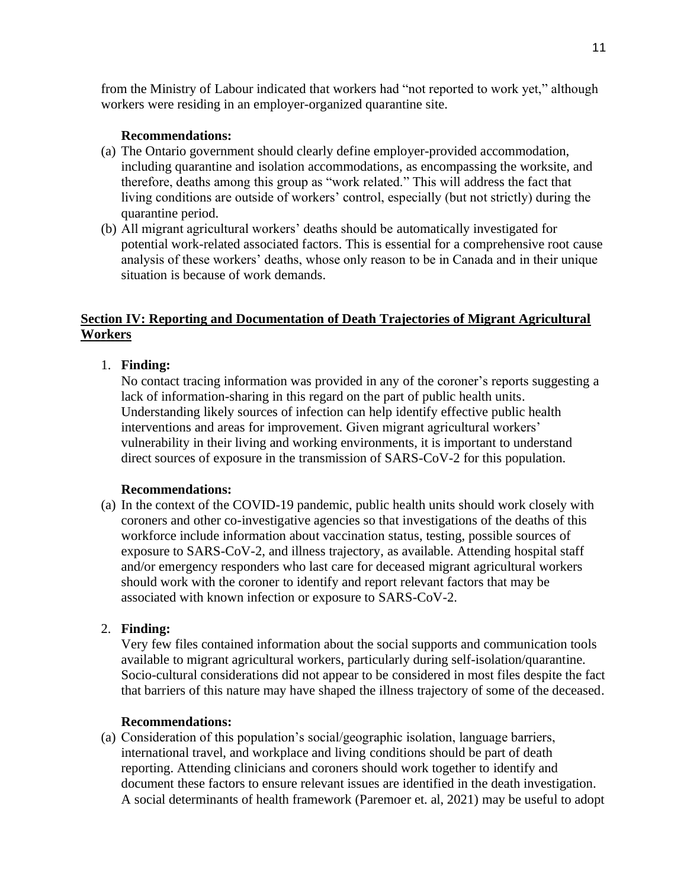from the Ministry of Labour indicated that workers had "not reported to work yet," although workers were residing in an employer-organized quarantine site.

**Recommendations:**

(a) The Ontario government should clearly define employer-provided accommodation, including quarantine and isolation accommodations, as encompassing the worksite, and therefore, deaths among this group as "work related." This will address the fact that living conditions are outside of workers' control, especially (but not strictly) during the quarantine period.

(b) All migrant agricultural workers' deaths should be automatically investigated for potential work-related associated factors. This is essential for a comprehensive root cause analysis of these workers' deaths, whose only reason to be in Canada and in their unique situation is because of work demands.

## Section IV: Reporting and Documentation of Death Trajectories of Migrant Agricultural Workers

1. **Finding:**

   No contact tracing information was provided in any of the coroner's reports suggesting a lack of information-sharing in this regard on the part of public health units. Understanding likely sources of infection can help identify effective public health interventions and areas for improvement. Given migrant agricultural workers' vulnerability in their living and working environments, it is important to understand direct sources of exposure in the transmission of SARS-CoV-2 for this population.

   **Recommendations:**

(a) In the context of the COVID-19 pandemic, public health units should work closely with coroners and other co-investigative agencies so that investigations of the deaths of this workforce include information about vaccination status, testing, possible sources of exposure to SARS-CoV-2, and illness trajectory, as available. Attending hospital staff and/or emergency responders who last care for deceased migrant agricultural workers should work with the coroner to identify and report relevant factors that may be associated with known infection or exposure to SARS-CoV-2.

2. **Finding:**

   Very few files contained information about the social supports and communication tools available to migrant agricultural workers, particularly during self-isolation/quarantine. Socio-cultural considerations did not appear to be considered in most files despite the fact that barriers of this nature may have shaped the illness trajectory of some of the deceased.

   **Recommendations:**

(a) Consideration of this population's social/geographic isolation, language barriers, international travel, and workplace and living conditions should be part of death reporting. Attending clinicians and coroners should work together to identify and document these factors to ensure relevant issues are identified in the death investigation. A social determinants of health framework (Paremoer et. al, 2021) may be useful to adopt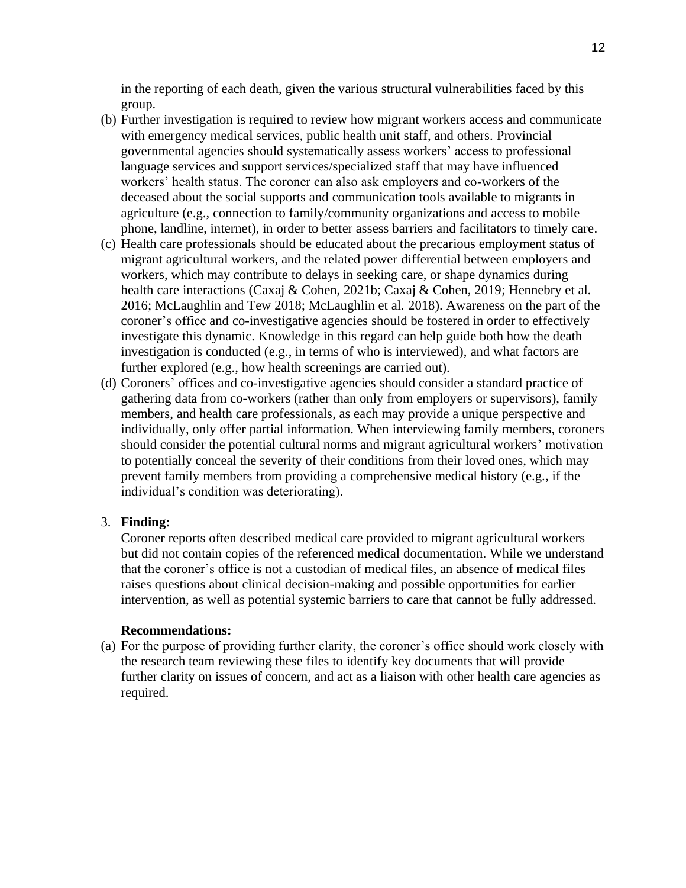in the reporting of each death, given the various structural vulnerabilities faced by this group.

(b) Further investigation is required to review how migrant workers access and communicate with emergency medical services, public health unit staff, and others. Provincial governmental agencies should systematically assess workers' access to professional language services and support services/specialized staff that may have influenced workers' health status. The coroner can also ask employers and co-workers of the deceased about the social supports and communication tools available to migrants in agriculture (e.g., connection to family/community organizations and access to mobile phone, landline, internet), in order to better assess barriers and facilitators to timely care.

(c) Health care professionals should be educated about the precarious employment status of migrant agricultural workers, and the related power differential between employers and workers, which may contribute to delays in seeking care, or shape dynamics during health care interactions (Caxaj & Cohen, 2021b; Caxaj & Cohen, 2019; Hennebry et al. 2016; McLaughlin and Tew 2018; McLaughlin et al. 2018). Awareness on the part of the coroner's office and co-investigative agencies should be fostered in order to effectively investigate this dynamic. Knowledge in this regard can help guide both how the death investigation is conducted (e.g., in terms of who is interviewed), and what factors are further explored (e.g., how health screenings are carried out).

(d) Coroners' offices and co-investigative agencies should consider a standard practice of gathering data from co-workers (rather than only from employers or supervisors), family members, and health care professionals, as each may provide a unique perspective and individually, only offer partial information. When interviewing family members, coroners should consider the potential cultural norms and migrant agricultural workers' motivation to potentially conceal the severity of their conditions from their loved ones, which may prevent family members from providing a comprehensive medical history (e.g., if the individual's condition was deteriorating).

3. **Finding:**

   Coroner reports often described medical care provided to migrant agricultural workers but did not contain copies of the referenced medical documentation. While we understand that the coroner's office is not a custodian of medical files, an absence of medical files raises questions about clinical decision-making and possible opportunities for earlier intervention, as well as potential systemic barriers to care that cannot be fully addressed.

   **Recommendations:**

(a) For the purpose of providing further clarity, the coroner's office should work closely with the research team reviewing these files to identify key documents that will provide further clarity on issues of concern, and act as a liaison with other health care agencies as required.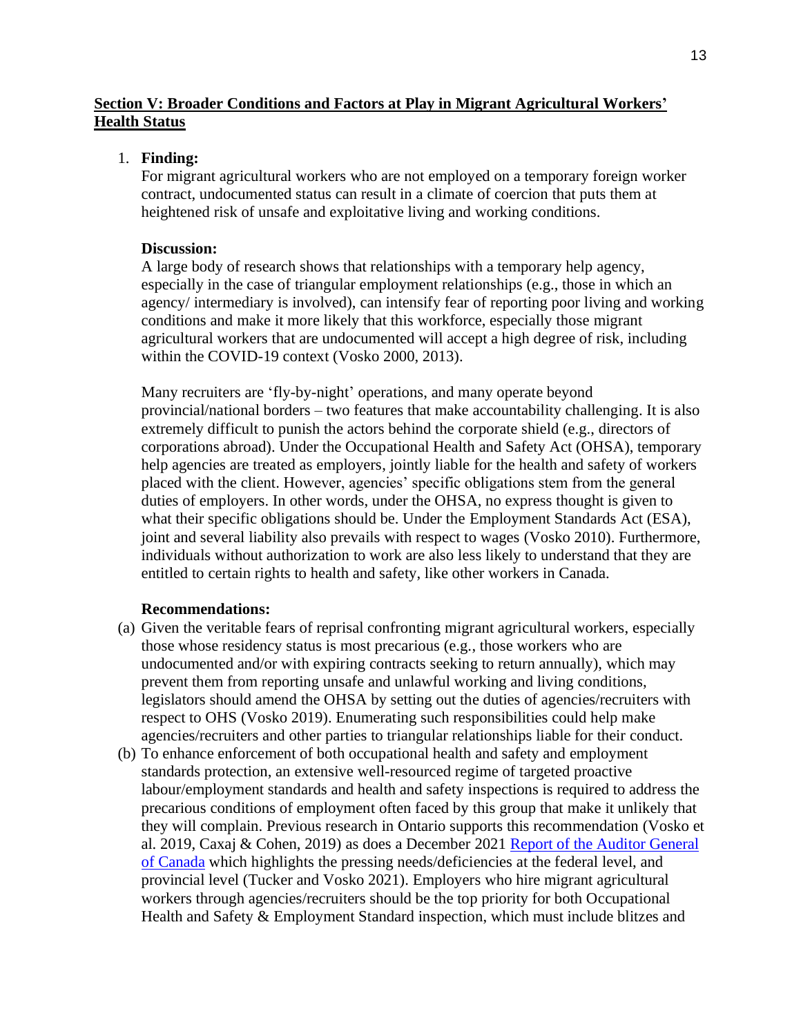## Section V: Broader Conditions and Factors at Play in Migrant Agricultural Workers' Health Status

1. **Finding:**

   For migrant agricultural workers who are not employed on a temporary foreign worker contract, undocumented status can result in a climate of coercion that puts them at heightened risk of unsafe and exploitative living and working conditions.

   **Discussion:**

   A large body of research shows that relationships with a temporary help agency, especially in the case of triangular employment relationships (e.g., those in which an agency/ intermediary is involved), can intensify fear of reporting poor living and working conditions and make it more likely that this workforce, especially those migrant agricultural workers that are undocumented will accept a high degree of risk, including within the COVID-19 context (Vosko 2000, 2013).

   Many recruiters are 'fly-by-night' operations, and many operate beyond provincial/national borders – two features that make accountability challenging. It is also extremely difficult to punish the actors behind the corporate shield (e.g., directors of corporations abroad). Under the Occupational Health and Safety Act (OHSA), temporary help agencies are treated as employers, jointly liable for the health and safety of workers placed with the client. However, agencies' specific obligations stem from the general duties of employers. In other words, under the OHSA, no express thought is given to what their specific obligations should be. Under the Employment Standards Act (ESA), joint and several liability also prevails with respect to wages (Vosko 2010). Furthermore, individuals without authorization to work are also less likely to understand that they are entitled to certain rights to health and safety, like other workers in Canada.

   **Recommendations:**

(a) Given the veritable fears of reprisal confronting migrant agricultural workers, especially those whose residency status is most precarious (e.g., those workers who are undocumented and/or with expiring contracts seeking to return annually), which may prevent them from reporting unsafe and unlawful working and living conditions, legislators should amend the OHSA by setting out the duties of agencies/recruiters with respect to OHS (Vosko 2019). Enumerating such responsibilities could help make agencies/recruiters and other parties to triangular relationships liable for their conduct.

(b) To enhance enforcement of both occupational health and safety and employment standards protection, an extensive well-resourced regime of targeted proactive labour/employment standards and health and safety inspections is required to address the precarious conditions of employment often faced by this group that make it unlikely that they will complain. Previous research in Ontario supports this recommendation (Vosko et al. 2019, Caxaj & Cohen, 2019) as does a December 2021 Report of the Auditor General of Canada which highlights the pressing needs/deficiencies at the federal level, and provincial level (Tucker and Vosko 2021). Employers who hire migrant agricultural workers through agencies/recruiters should be the top priority for both Occupational Health and Safety & Employment Standard inspection, which must include blitzes and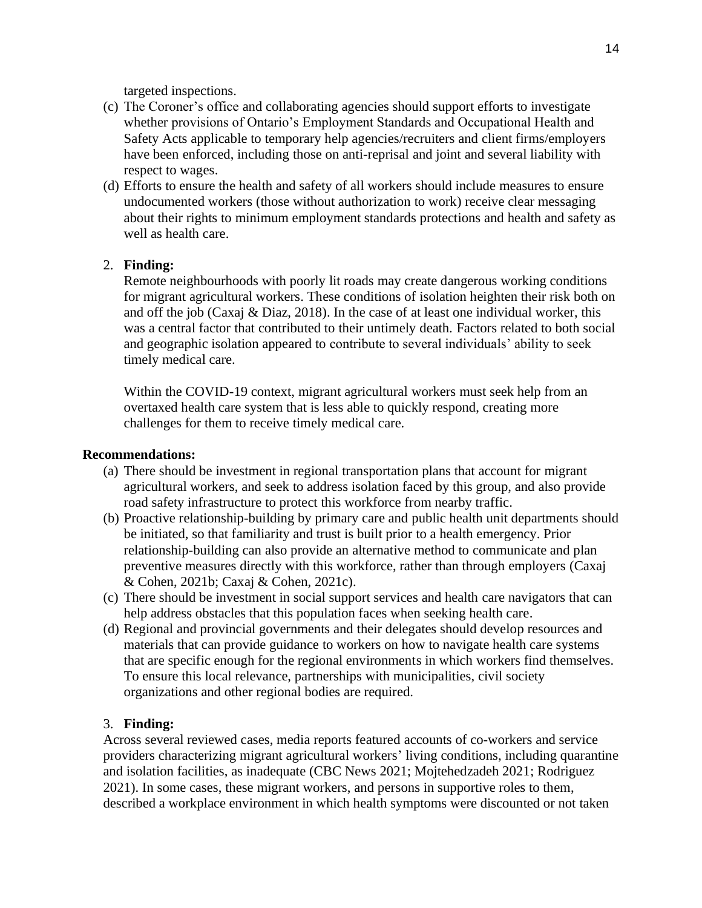targeted inspections.

(c) The Coroner's office and collaborating agencies should support efforts to investigate whether provisions of Ontario's Employment Standards and Occupational Health and Safety Acts applicable to temporary help agencies/recruiters and client firms/employers have been enforced, including those on anti-reprisal and joint and several liability with respect to wages.

(d) Efforts to ensure the health and safety of all workers should include measures to ensure undocumented workers (those without authorization to work) receive clear messaging about their rights to minimum employment standards protections and health and safety as well as health care.

2. **Finding:**

   Remote neighbourhoods with poorly lit roads may create dangerous working conditions for migrant agricultural workers. These conditions of isolation heighten their risk both on and off the job (Caxaj & Diaz, 2018). In the case of at least one individual worker, this was a central factor that contributed to their untimely death. Factors related to both social and geographic isolation appeared to contribute to several individuals' ability to seek timely medical care.

   Within the COVID-19 context, migrant agricultural workers must seek help from an overtaxed health care system that is less able to quickly respond, creating more challenges for them to receive timely medical care.

**Recommendations:**

(a) There should be investment in regional transportation plans that account for migrant agricultural workers, and seek to address isolation faced by this group, and also provide road safety infrastructure to protect this workforce from nearby traffic.

(b) Proactive relationship-building by primary care and public health unit departments should be initiated, so that familiarity and trust is built prior to a health emergency. Prior relationship-building can also provide an alternative method to communicate and plan preventive measures directly with this workforce, rather than through employers (Caxaj & Cohen, 2021b; Caxaj & Cohen, 2021c).

(c) There should be investment in social support services and health care navigators that can help address obstacles that this population faces when seeking health care.

(d) Regional and provincial governments and their delegates should develop resources and materials that can provide guidance to workers on how to navigate health care systems that are specific enough for the regional environments in which workers find themselves. To ensure this local relevance, partnerships with municipalities, civil society organizations and other regional bodies are required.

3. **Finding:**

Across several reviewed cases, media reports featured accounts of co-workers and service providers characterizing migrant agricultural workers' living conditions, including quarantine and isolation facilities, as inadequate (CBC News 2021; Mojtehedzadeh 2021; Rodriguez 2021). In some cases, these migrant workers, and persons in supportive roles to them, described a workplace environment in which health symptoms were discounted or not taken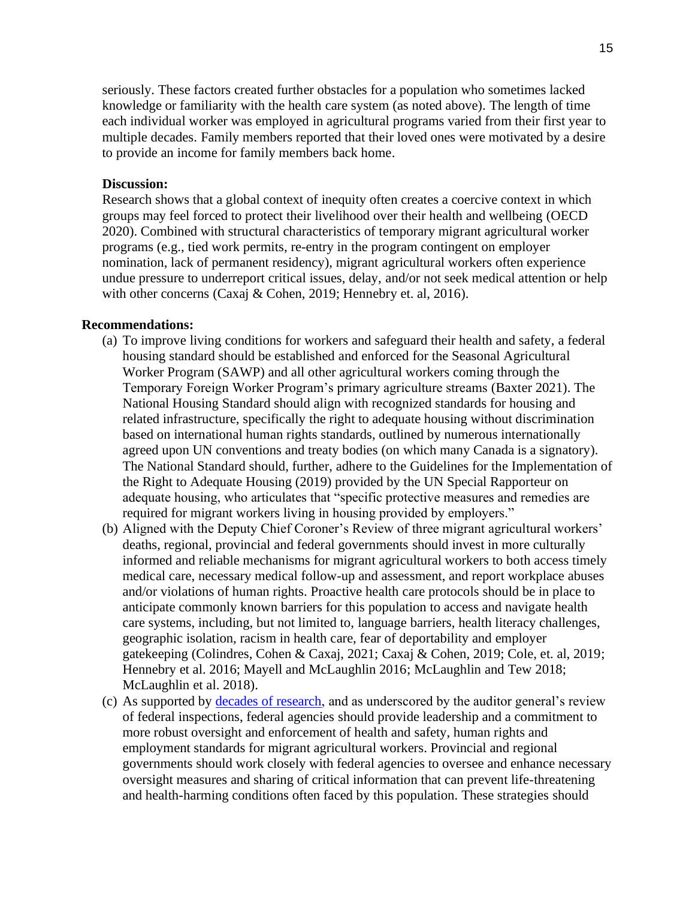seriously. These factors created further obstacles for a population who sometimes lacked knowledge or familiarity with the health care system (as noted above). The length of time each individual worker was employed in agricultural programs varied from their first year to multiple decades. Family members reported that their loved ones were motivated by a desire to provide an income for family members back home.

**Discussion:**

Research shows that a global context of inequity often creates a coercive context in which groups may feel forced to protect their livelihood over their health and wellbeing (OECD 2020). Combined with structural characteristics of temporary migrant agricultural worker programs (e.g., tied work permits, re-entry in the program contingent on employer nomination, lack of permanent residency), migrant agricultural workers often experience undue pressure to underreport critical issues, delay, and/or not seek medical attention or help with other concerns (Caxaj & Cohen, 2019; Hennebry et. al, 2016).

**Recommendations:**

(a) To improve living conditions for workers and safeguard their health and safety, a federal housing standard should be established and enforced for the Seasonal Agricultural Worker Program (SAWP) and all other agricultural workers coming through the Temporary Foreign Worker Program's primary agriculture streams (Baxter 2021). The National Housing Standard should align with recognized standards for housing and related infrastructure, specifically the right to adequate housing without discrimination based on international human rights standards, outlined by numerous internationally agreed upon UN conventions and treaty bodies (on which many Canada is a signatory). The National Standard should, further, adhere to the Guidelines for the Implementation of the Right to Adequate Housing (2019) provided by the UN Special Rapporteur on adequate housing, who articulates that "specific protective measures and remedies are required for migrant workers living in housing provided by employers."

(b) Aligned with the Deputy Chief Coroner's Review of three migrant agricultural workers' deaths, regional, provincial and federal governments should invest in more culturally informed and reliable mechanisms for migrant agricultural workers to both access timely medical care, necessary medical follow-up and assessment, and report workplace abuses and/or violations of human rights. Proactive health care protocols should be in place to anticipate commonly known barriers for this population to access and navigate health care systems, including, but not limited to, language barriers, health literacy challenges, geographic isolation, racism in health care, fear of deportability and employer gatekeeping (Colindres, Cohen & Caxaj, 2021; Caxaj & Cohen, 2019; Cole, et. al, 2019; Hennebry et al. 2016; Mayell and McLaughlin 2016; McLaughlin and Tew 2018; McLaughlin et al. 2018).

(c) As supported by decades of research, and as underscored by the auditor general's review of federal inspections, federal agencies should provide leadership and a commitment to more robust oversight and enforcement of health and safety, human rights and employment standards for migrant agricultural workers. Provincial and regional governments should work closely with federal agencies to oversee and enhance necessary oversight measures and sharing of critical information that can prevent life-threatening and health-harming conditions often faced by this population. These strategies should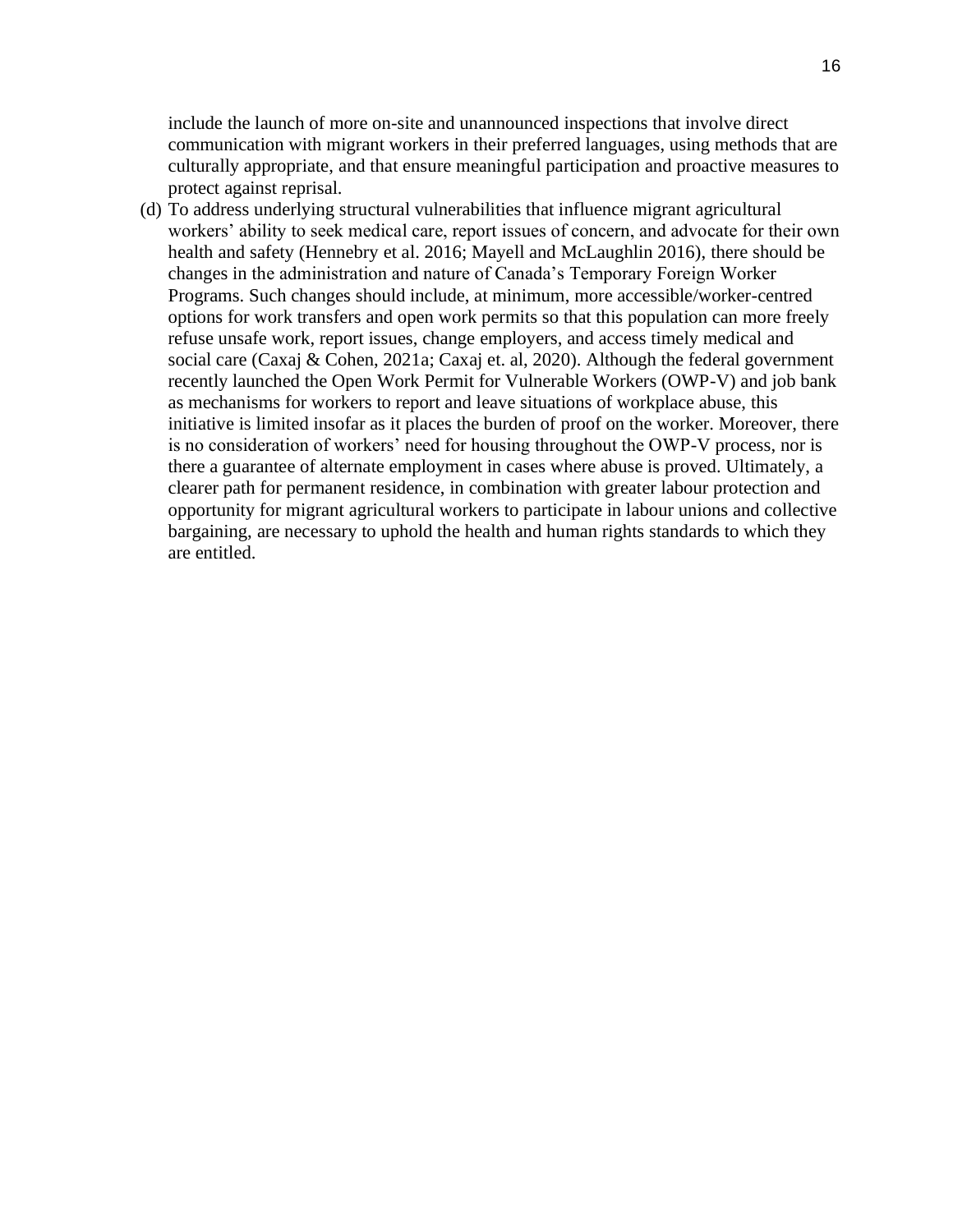include the launch of more on-site and unannounced inspections that involve direct communication with migrant workers in their preferred languages, using methods that are culturally appropriate, and that ensure meaningful participation and proactive measures to protect against reprisal.

(d) To address underlying structural vulnerabilities that influence migrant agricultural workers' ability to seek medical care, report issues of concern, and advocate for their own health and safety (Hennebry et al. 2016; Mayell and McLaughlin 2016), there should be changes in the administration and nature of Canada's Temporary Foreign Worker Programs. Such changes should include, at minimum, more accessible/worker-centred options for work transfers and open work permits so that this population can more freely refuse unsafe work, report issues, change employers, and access timely medical and social care (Caxaj & Cohen, 2021a; Caxaj et. al, 2020). Although the federal government recently launched the Open Work Permit for Vulnerable Workers (OWP-V) and job bank as mechanisms for workers to report and leave situations of workplace abuse, this initiative is limited insofar as it places the burden of proof on the worker. Moreover, there is no consideration of workers' need for housing throughout the OWP-V process, nor is there a guarantee of alternate employment in cases where abuse is proved. Ultimately, a clearer path for permanent residence, in combination with greater labour protection and opportunity for migrant agricultural workers to participate in labour unions and collective bargaining, are necessary to uphold the health and human rights standards to which they are entitled.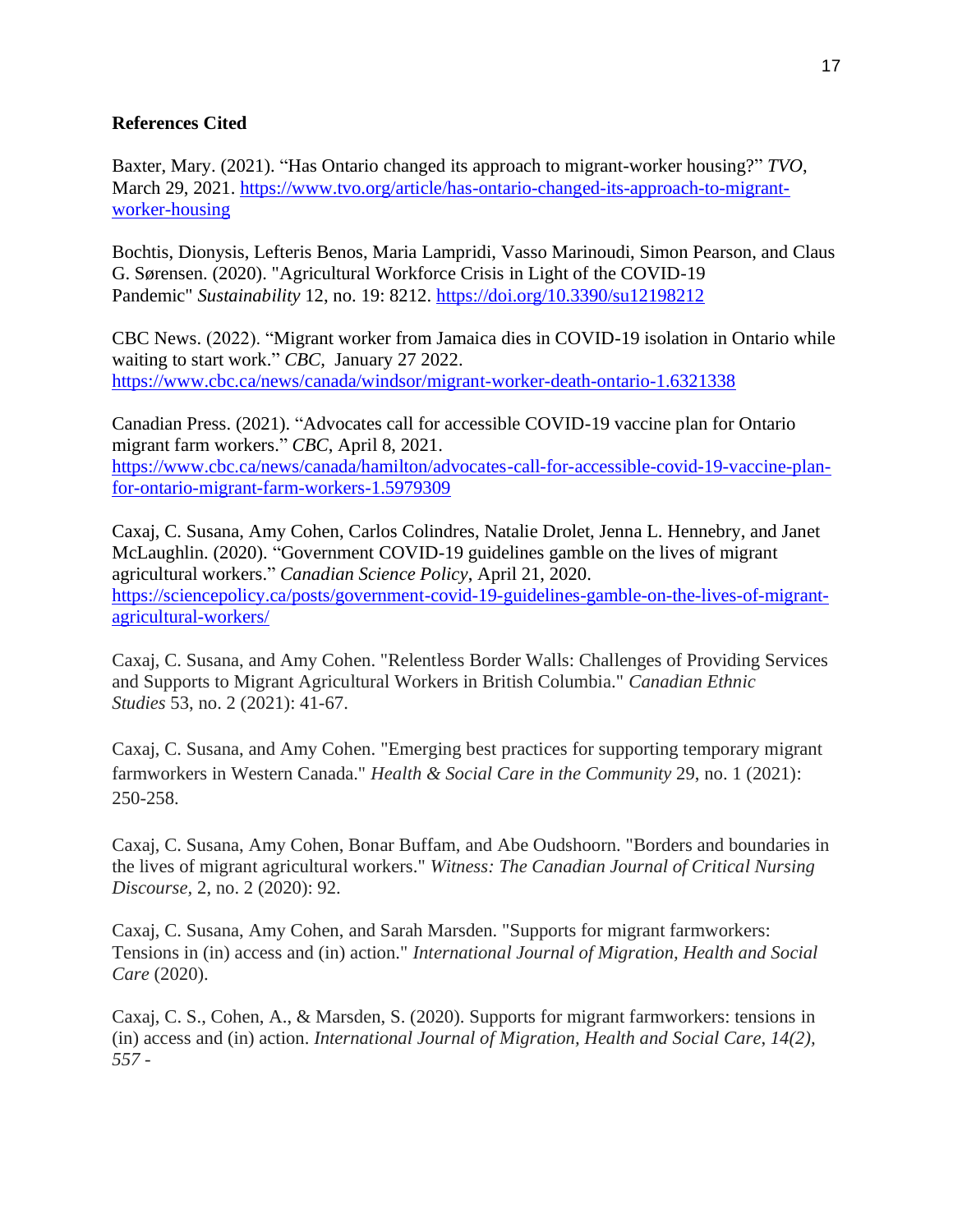**References Cited**

Baxter, Mary. (2021). "Has Ontario changed its approach to migrant-worker housing?" *TVO*, March 29, 2021. https://www.tvo.org/article/has-ontario-changed-its-approach-to-migrant-worker-housing

Bochtis, Dionysis, Lefteris Benos, Maria Lampridi, Vasso Marinoudi, Simon Pearson, and Claus G. Sørensen. (2020). "Agricultural Workforce Crisis in Light of the COVID-19 Pandemic" *Sustainability* 12, no. 19: 8212. https://doi.org/10.3390/su12198212

CBC News. (2022). "Migrant worker from Jamaica dies in COVID-19 isolation in Ontario while waiting to start work." *CBC*, January 27 2022. https://www.cbc.ca/news/canada/windsor/migrant-worker-death-ontario-1.6321338

Canadian Press. (2021). "Advocates call for accessible COVID-19 vaccine plan for Ontario migrant farm workers." *CBC*, April 8, 2021. https://www.cbc.ca/news/canada/hamilton/advocates-call-for-accessible-covid-19-vaccine-plan-for-ontario-migrant-farm-workers-1.5979309

Caxaj, C. Susana, Amy Cohen, Carlos Colindres, Natalie Drolet, Jenna L. Hennebry, and Janet McLaughlin. (2020). "Government COVID-19 guidelines gamble on the lives of migrant agricultural workers." *Canadian Science Policy*, April 21, 2020. https://sciencepolicy.ca/posts/government-covid-19-guidelines-gamble-on-the-lives-of-migrant-agricultural-workers/

Caxaj, C. Susana, and Amy Cohen. "Relentless Border Walls: Challenges of Providing Services and Supports to Migrant Agricultural Workers in British Columbia." *Canadian Ethnic Studies* 53, no. 2 (2021): 41-67.

Caxaj, C. Susana, and Amy Cohen. "Emerging best practices for supporting temporary migrant farmworkers in Western Canada." *Health & Social Care in the Community* 29, no. 1 (2021): 250-258.

Caxaj, C. Susana, Amy Cohen, Bonar Buffam, and Abe Oudshoorn. "Borders and boundaries in the lives of migrant agricultural workers." *Witness: The Canadian Journal of Critical Nursing Discourse*, 2, no. 2 (2020): 92.

Caxaj, C. Susana, Amy Cohen, and Sarah Marsden. "Supports for migrant farmworkers: Tensions in (in) access and (in) action." *International Journal of Migration, Health and Social Care* (2020).

Caxaj, C. S., Cohen, A., & Marsden, S. (2020). Supports for migrant farmworkers: tensions in (in) access and (in) action. *International Journal of Migration, Health and Social Care*, *14(2), 557 -*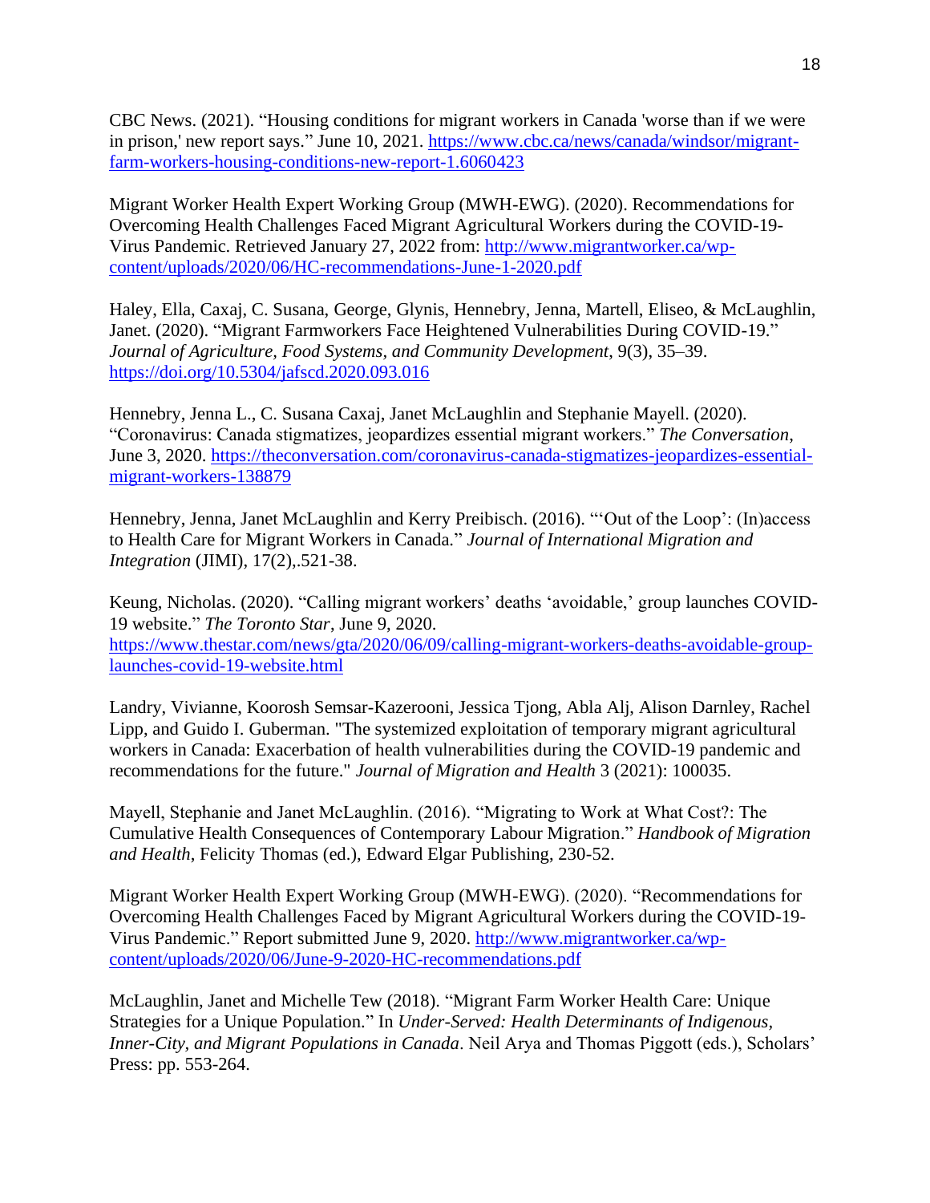CBC News. (2021). "Housing conditions for migrant workers in Canada 'worse than if we were in prison,' new report says." June 10, 2021. https://www.cbc.ca/news/canada/windsor/migrant-farm-workers-housing-conditions-new-report-1.6060423

Migrant Worker Health Expert Working Group (MWH-EWG). (2020). Recommendations for Overcoming Health Challenges Faced Migrant Agricultural Workers during the COVID-19-Virus Pandemic. Retrieved January 27, 2022 from: http://www.migrantworker.ca/wp-content/uploads/2020/06/HC-recommendations-June-1-2020.pdf

Haley, Ella, Caxaj, C. Susana, George, Glynis, Hennebry, Jenna, Martell, Eliseo, & McLaughlin, Janet. (2020). "Migrant Farmworkers Face Heightened Vulnerabilities During COVID-19." *Journal of Agriculture, Food Systems, and Community Development*, 9(3), 35–39. https://doi.org/10.5304/jafscd.2020.093.016

Hennebry, Jenna L., C. Susana Caxaj, Janet McLaughlin and Stephanie Mayell. (2020). "Coronavirus: Canada stigmatizes, jeopardizes essential migrant workers." *The Conversation*, June 3, 2020. https://theconversation.com/coronavirus-canada-stigmatizes-jeopardizes-essential-migrant-workers-138879

Hennebry, Jenna, Janet McLaughlin and Kerry Preibisch. (2016). "'Out of the Loop': (In)access to Health Care for Migrant Workers in Canada." *Journal of International Migration and Integration* (JIMI), 17(2),.521-38.

Keung, Nicholas. (2020). "Calling migrant workers' deaths 'avoidable,' group launches COVID-19 website." *The Toronto Star*, June 9, 2020. https://www.thestar.com/news/gta/2020/06/09/calling-migrant-workers-deaths-avoidable-group-launches-covid-19-website.html

Landry, Vivianne, Koorosh Semsar-Kazerooni, Jessica Tjong, Abla Alj, Alison Darnley, Rachel Lipp, and Guido I. Guberman. "The systemized exploitation of temporary migrant agricultural workers in Canada: Exacerbation of health vulnerabilities during the COVID-19 pandemic and recommendations for the future." *Journal of Migration and Health* 3 (2021): 100035.

Mayell, Stephanie and Janet McLaughlin. (2016). "Migrating to Work at What Cost?: The Cumulative Health Consequences of Contemporary Labour Migration." *Handbook of Migration and Health*, Felicity Thomas (ed.), Edward Elgar Publishing, 230-52.

Migrant Worker Health Expert Working Group (MWH-EWG). (2020). "Recommendations for Overcoming Health Challenges Faced by Migrant Agricultural Workers during the COVID-19-Virus Pandemic." Report submitted June 9, 2020. http://www.migrantworker.ca/wp-content/uploads/2020/06/June-9-2020-HC-recommendations.pdf

McLaughlin, Janet and Michelle Tew (2018). "Migrant Farm Worker Health Care: Unique Strategies for a Unique Population." In *Under-Served: Health Determinants of Indigenous, Inner-City, and Migrant Populations in Canada*. Neil Arya and Thomas Piggott (eds.), Scholars' Press: pp. 553-264.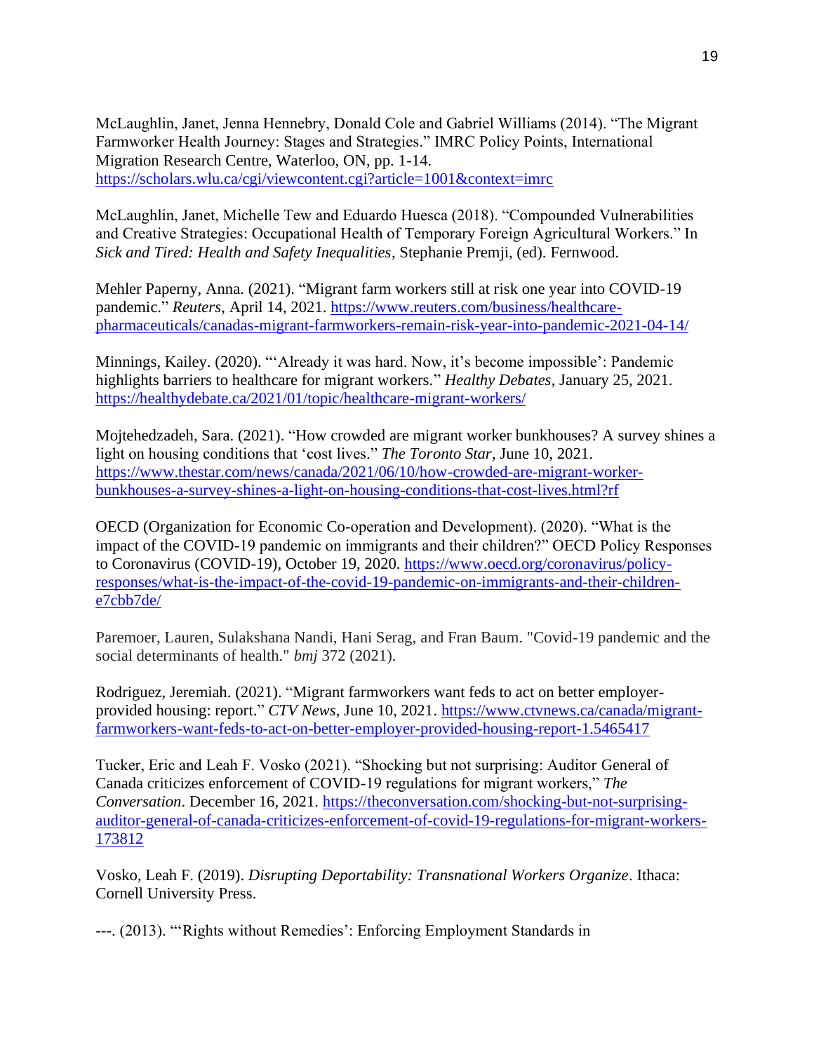McLaughlin, Janet, Jenna Hennebry, Donald Cole and Gabriel Williams (2014). "The Migrant Farmworker Health Journey: Stages and Strategies." IMRC Policy Points, International Migration Research Centre, Waterloo, ON, pp. 1-14. https://scholars.wlu.ca/cgi/viewcontent.cgi?article=1001&context=imrc

McLaughlin, Janet, Michelle Tew and Eduardo Huesca (2018). "Compounded Vulnerabilities and Creative Strategies: Occupational Health of Temporary Foreign Agricultural Workers." In *Sick and Tired: Health and Safety Inequalities*, Stephanie Premji, (ed). Fernwood.

Mehler Paperny, Anna. (2021). "Migrant farm workers still at risk one year into COVID-19 pandemic." *Reuters*, April 14, 2021. https://www.reuters.com/business/healthcare-pharmaceuticals/canadas-migrant-farmworkers-remain-risk-year-into-pandemic-2021-04-14/

Minnings, Kailey. (2020). "'Already it was hard. Now, it's become impossible': Pandemic highlights barriers to healthcare for migrant workers." *Healthy Debates*, January 25, 2021. https://healthydebate.ca/2021/01/topic/healthcare-migrant-workers/

Mojtehedzadeh, Sara. (2021). "How crowded are migrant worker bunkhouses? A survey shines a light on housing conditions that 'cost lives." *The Toronto Star*, June 10, 2021. https://www.thestar.com/news/canada/2021/06/10/how-crowded-are-migrant-worker-bunkhouses-a-survey-shines-a-light-on-housing-conditions-that-cost-lives.html?rf

OECD (Organization for Economic Co-operation and Development). (2020). "What is the impact of the COVID-19 pandemic on immigrants and their children?" OECD Policy Responses to Coronavirus (COVID-19), October 19, 2020. https://www.oecd.org/coronavirus/policy-responses/what-is-the-impact-of-the-covid-19-pandemic-on-immigrants-and-their-children-e7cbb7de/

Paremoer, Lauren, Sulakshana Nandi, Hani Serag, and Fran Baum. "Covid-19 pandemic and the social determinants of health." *bmj* 372 (2021).

Rodriguez, Jeremiah. (2021). "Migrant farmworkers want feds to act on better employer-provided housing: report." *CTV News*, June 10, 2021. https://www.ctvnews.ca/canada/migrant-farmworkers-want-feds-to-act-on-better-employer-provided-housing-report-1.5465417

Tucker, Eric and Leah F. Vosko (2021). "Shocking but not surprising: Auditor General of Canada criticizes enforcement of COVID-19 regulations for migrant workers," *The Conversation*. December 16, 2021. https://theconversation.com/shocking-but-not-surprising-auditor-general-of-canada-criticizes-enforcement-of-covid-19-regulations-for-migrant-workers-173812

Vosko, Leah F. (2019). *Disrupting Deportability: Transnational Workers Organize*. Ithaca: Cornell University Press.

---. (2013). "'Rights without Remedies': Enforcing Employment Standards in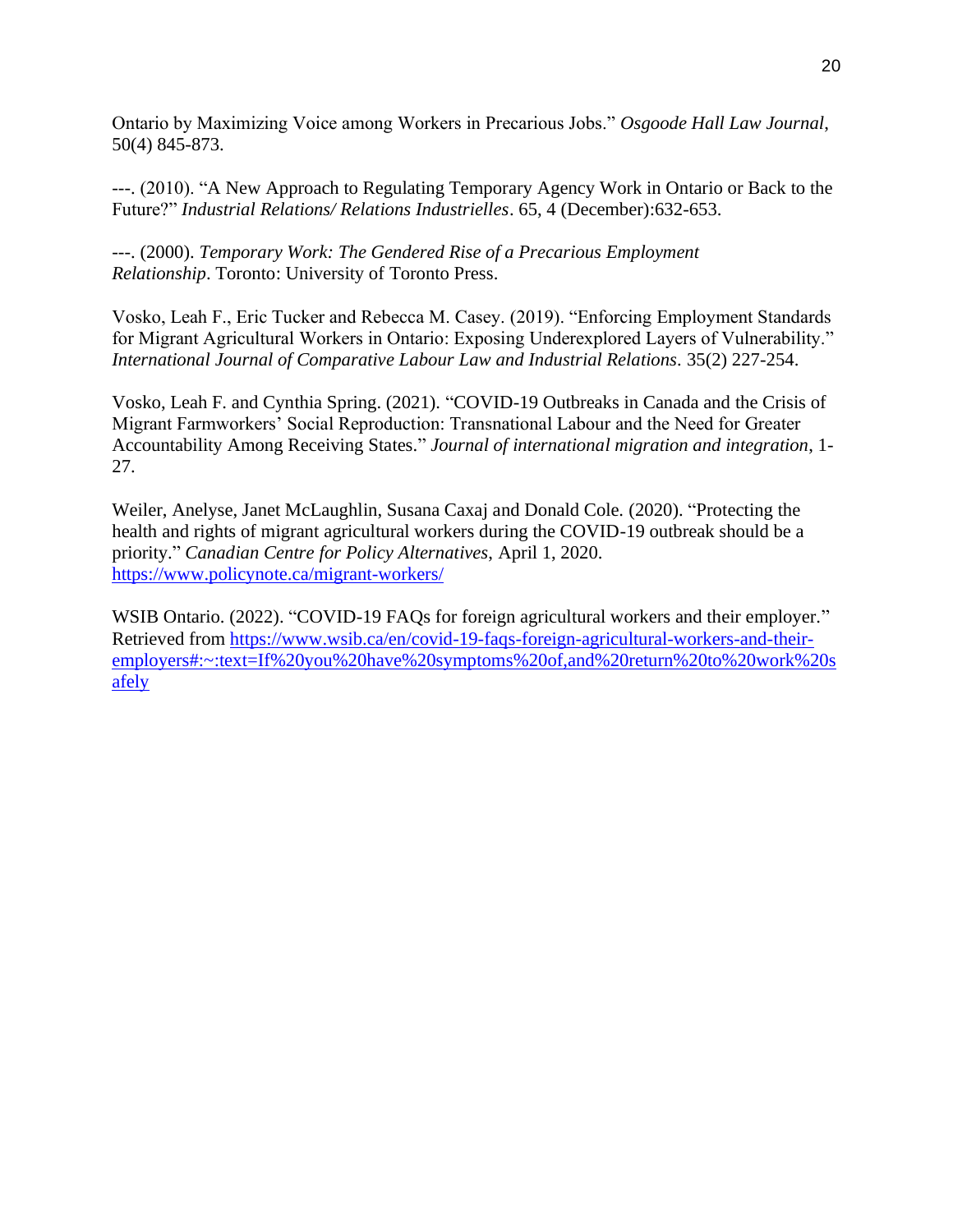Ontario by Maximizing Voice among Workers in Precarious Jobs." *Osgoode Hall Law Journal*, 50(4) 845-873.

---. (2010). "A New Approach to Regulating Temporary Agency Work in Ontario or Back to the Future?" *Industrial Relations/ Relations Industrielles*. 65, 4 (December):632-653.

---. (2000). *Temporary Work: The Gendered Rise of a Precarious Employment Relationship*. Toronto: University of Toronto Press.

Vosko, Leah F., Eric Tucker and Rebecca M. Casey. (2019). "Enforcing Employment Standards for Migrant Agricultural Workers in Ontario: Exposing Underexplored Layers of Vulnerability." *International Journal of Comparative Labour Law and Industrial Relations*. 35(2) 227-254.

Vosko, Leah F. and Cynthia Spring. (2021). "COVID-19 Outbreaks in Canada and the Crisis of Migrant Farmworkers' Social Reproduction: Transnational Labour and the Need for Greater Accountability Among Receiving States." *Journal of international migration and integration*, 1-27.

Weiler, Anelyse, Janet McLaughlin, Susana Caxaj and Donald Cole. (2020). "Protecting the health and rights of migrant agricultural workers during the COVID-19 outbreak should be a priority." *Canadian Centre for Policy Alternatives*, April 1, 2020. https://www.policynote.ca/migrant-workers/

WSIB Ontario. (2022). "COVID-19 FAQs for foreign agricultural workers and their employer." Retrieved from https://www.wsib.ca/en/covid-19-faqs-foreign-agricultural-workers-and-their-employers#:~:text=If%20you%20have%20symptoms%20of,and%20return%20to%20work%20safely